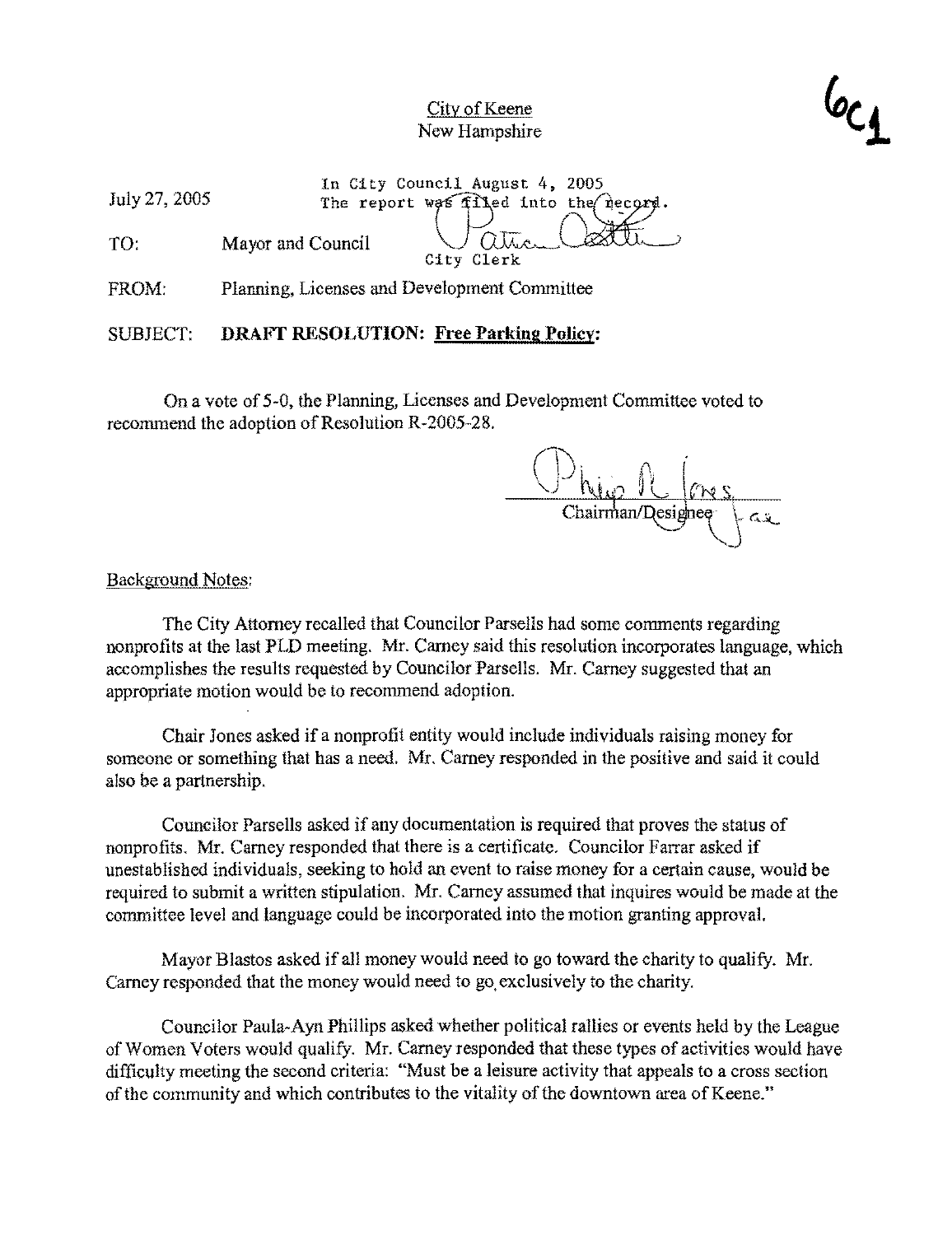City of Keene
New Hampshire

6C1

In City Council August 4, 2005
The report was filed into the record.
City Clerk

July 27, 2005

TO: Mayor and Council

FROM: Planning, Licenses and Development Committee

SUBJECT: **DRAFT RESOLUTION: Free Parking Policy:**

On a vote of 5-0, the Planning, Licenses and Development Committee voted to recommend the adoption of Resolution R-2005-28.

Philip R. Jones
Chairman/Designee

Background Notes:

The City Attorney recalled that Councilor Parsells had some comments regarding nonprofits at the last PLD meeting. Mr. Carney said this resolution incorporates language, which accomplishes the results requested by Councilor Parsells. Mr. Carney suggested that an appropriate motion would be to recommend adoption.

Chair Jones asked if a nonprofit entity would include individuals raising money for someone or something that has a need. Mr. Carney responded in the positive and said it could also be a partnership.

Councilor Parsells asked if any documentation is required that proves the status of nonprofits. Mr. Carney responded that there is a certificate. Councilor Farrar asked if unestablished individuals, seeking to hold an event to raise money for a certain cause, would be required to submit a written stipulation. Mr. Carney assumed that inquires would be made at the committee level and language could be incorporated into the motion granting approval.

Mayor Blastos asked if all money would need to go toward the charity to qualify. Mr. Carney responded that the money would need to go exclusively to the charity.

Councilor Paula-Ayn Phillips asked whether political rallies or events held by the League of Women Voters would qualify. Mr. Carney responded that these types of activities would have difficulty meeting the second criteria: "Must be a leisure activity that appeals to a cross section of the community and which contributes to the vitality of the downtown area of Keene."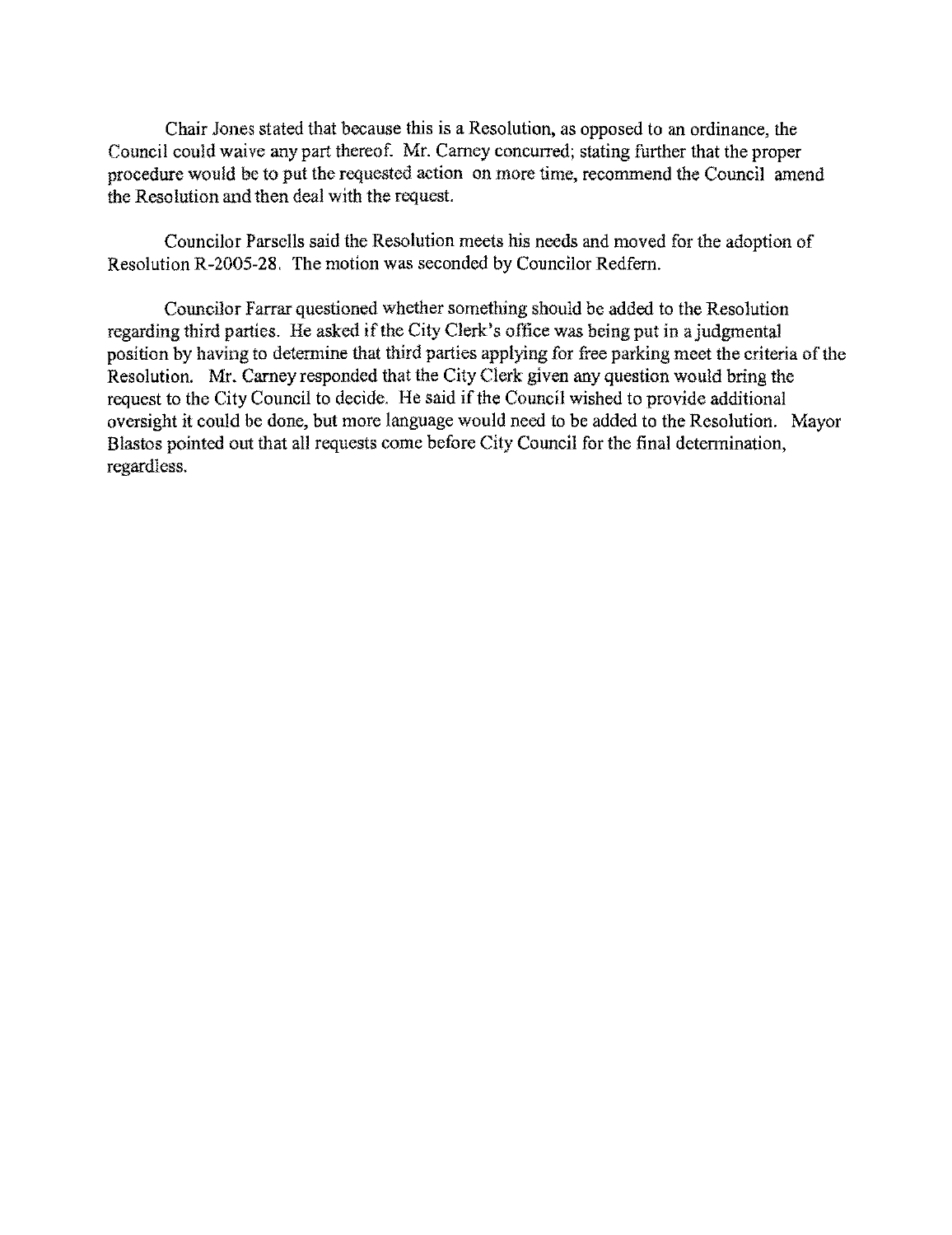Chair Jones stated that because this is a Resolution, as opposed to an ordinance, the Council could waive any part thereof. Mr. Carney concurred; stating further that the proper procedure would be to put the requested action on more time, recommend the Council amend the Resolution and then deal with the request.

Councilor Parsells said the Resolution meets his needs and moved for the adoption of Resolution R-2005-28. The motion was seconded by Councilor Redfern.

Councilor Farrar questioned whether something should be added to the Resolution regarding third parties. He asked if the City Clerk's office was being put in a judgmental position by having to determine that third parties applying for free parking meet the criteria of the Resolution. Mr. Carney responded that the City Clerk given any question would bring the request to the City Council to decide. He said if the Council wished to provide additional oversight it could be done, but more language would need to be added to the Resolution. Mayor Blastos pointed out that all requests come before City Council for the final determination, regardless.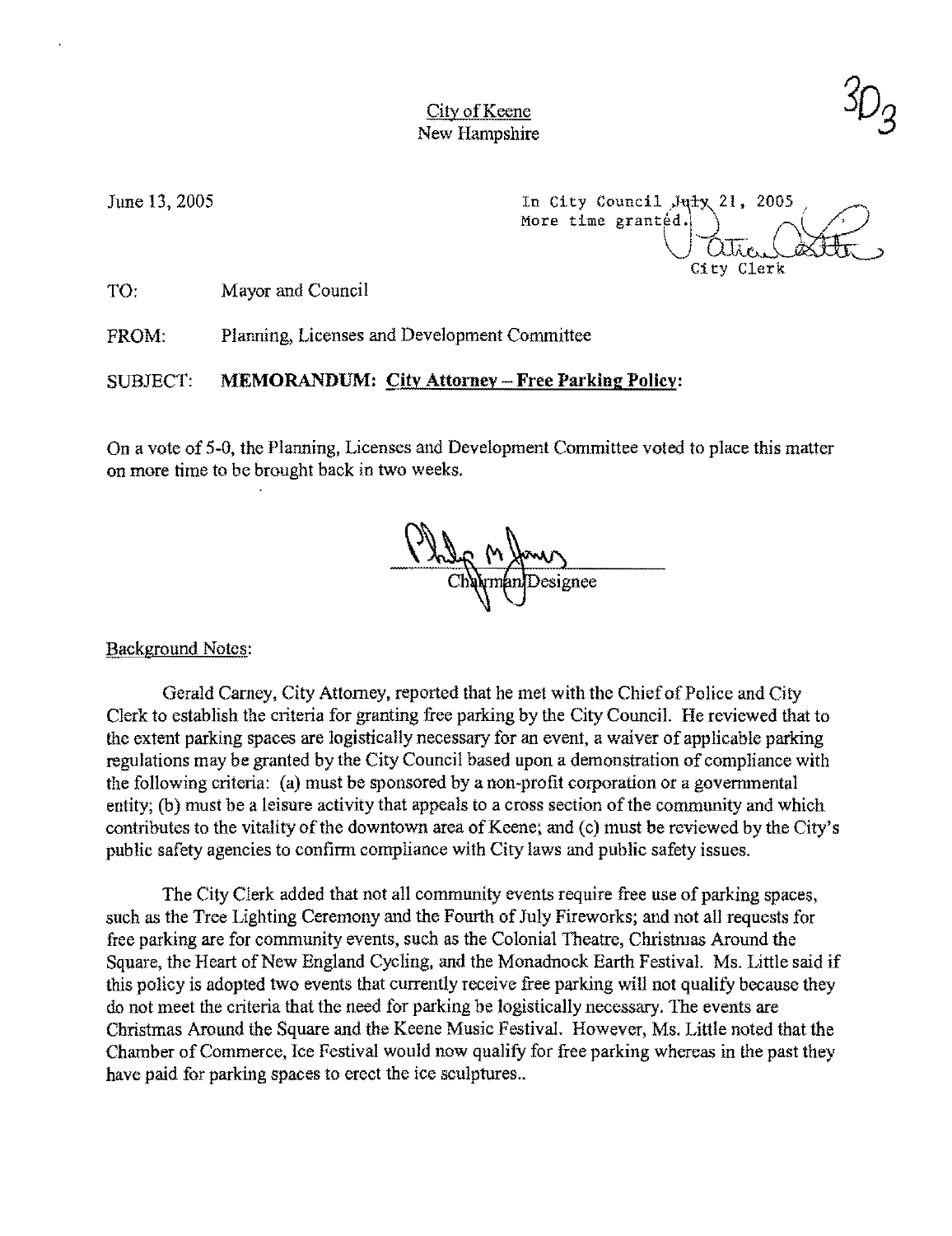City of Keene
New Hampshire

3D3

June 13, 2005

In City Council July 21, 2005
More time granted.
City Clerk

TO: Mayor and Council

FROM: Planning, Licenses and Development Committee

SUBJECT: **MEMORANDUM: City Attorney – Free Parking Policy:**

On a vote of 5-0, the Planning, Licenses and Development Committee voted to place this matter on more time to be brought back in two weeks.

Chairman/Designee

Background Notes:

Gerald Carney, City Attorney, reported that he met with the Chief of Police and City Clerk to establish the criteria for granting free parking by the City Council. He reviewed that to the extent parking spaces are logistically necessary for an event, a waiver of applicable parking regulations may be granted by the City Council based upon a demonstration of compliance with the following criteria: (a) must be sponsored by a non-profit corporation or a governmental entity; (b) must be a leisure activity that appeals to a cross section of the community and which contributes to the vitality of the downtown area of Keene; and (c) must be reviewed by the City's public safety agencies to confirm compliance with City laws and public safety issues.

The City Clerk added that not all community events require free use of parking spaces, such as the Tree Lighting Ceremony and the Fourth of July Fireworks; and not all requests for free parking are for community events, such as the Colonial Theatre, Christmas Around the Square, the Heart of New England Cycling, and the Monadnock Earth Festival. Ms. Little said if this policy is adopted two events that currently receive free parking will not qualify because they do not meet the criteria that the need for parking be logistically necessary. The events are Christmas Around the Square and the Keene Music Festival. However, Ms. Little noted that the Chamber of Commerce, Ice Festival would now qualify for free parking whereas in the past they have paid for parking spaces to erect the ice sculptures..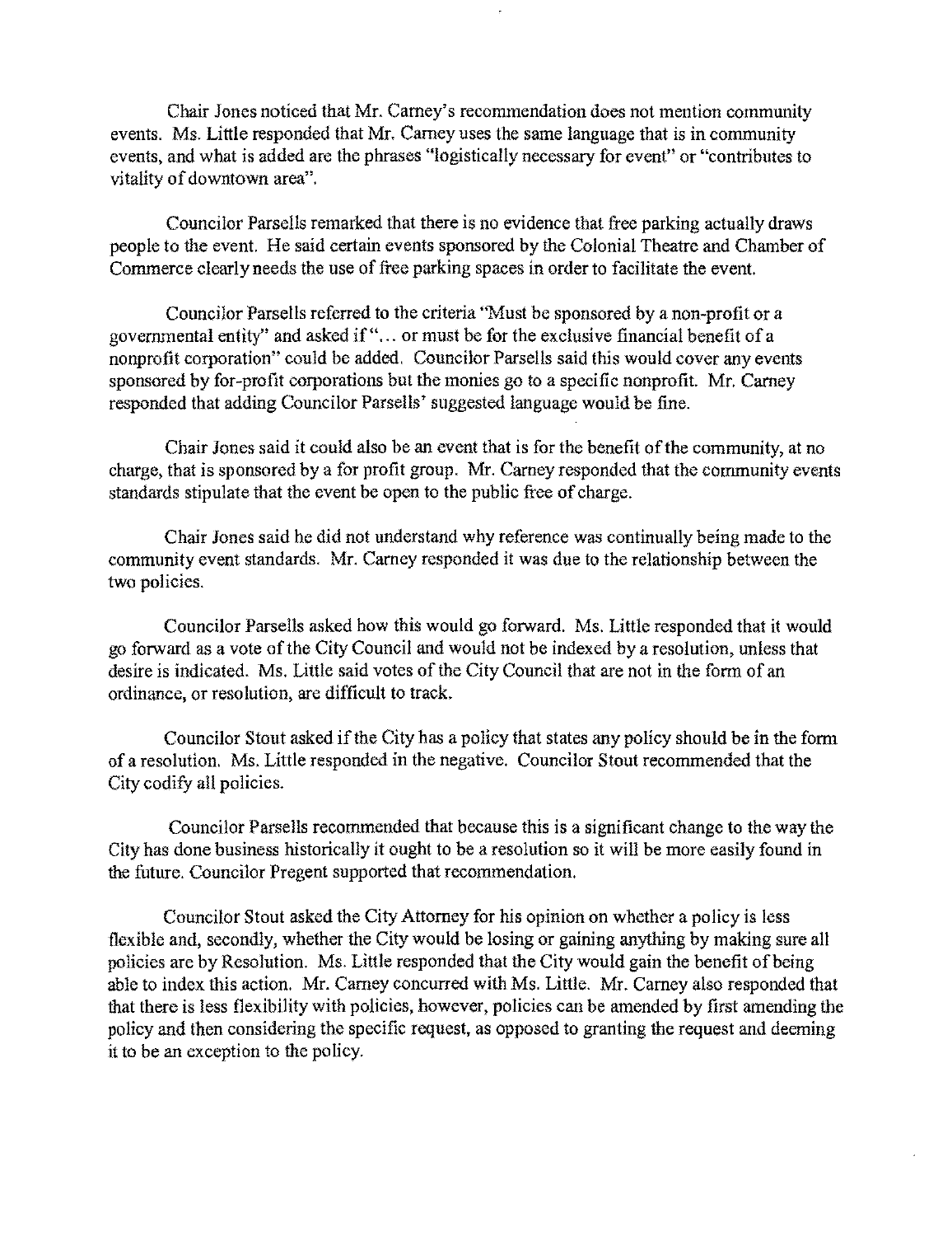Chair Jones noticed that Mr. Carney's recommendation does not mention community events. Ms. Little responded that Mr. Carney uses the same language that is in community events, and what is added are the phrases "logistically necessary for event" or "contributes to vitality of downtown area".

Councilor Parsells remarked that there is no evidence that free parking actually draws people to the event. He said certain events sponsored by the Colonial Theatre and Chamber of Commerce clearly needs the use of free parking spaces in order to facilitate the event.

Councilor Parsells referred to the criteria "Must be sponsored by a non-profit or a governmental entity" and asked if "... or must be for the exclusive financial benefit of a nonprofit corporation" could be added. Councilor Parsells said this would cover any events sponsored by for-profit corporations but the monies go to a specific nonprofit. Mr. Carney responded that adding Councilor Parsells' suggested language would be fine.

Chair Jones said it could also be an event that is for the benefit of the community, at no charge, that is sponsored by a for profit group. Mr. Carney responded that the community events standards stipulate that the event be open to the public free of charge.

Chair Jones said he did not understand why reference was continually being made to the community event standards. Mr. Carney responded it was due to the relationship between the two policies.

Councilor Parsells asked how this would go forward. Ms. Little responded that it would go forward as a vote of the City Council and would not be indexed by a resolution, unless that desire is indicated. Ms. Little said votes of the City Council that are not in the form of an ordinance, or resolution, are difficult to track.

Councilor Stout asked if the City has a policy that states any policy should be in the form of a resolution. Ms. Little responded in the negative. Councilor Stout recommended that the City codify all policies.

Councilor Parsells recommended that because this is a significant change to the way the City has done business historically it ought to be a resolution so it will be more easily found in the future. Councilor Pregent supported that recommendation.

Councilor Stout asked the City Attorney for his opinion on whether a policy is less flexible and, secondly, whether the City would be losing or gaining anything by making sure all policies are by Resolution. Ms. Little responded that the City would gain the benefit of being able to index this action. Mr. Carney concurred with Ms. Little. Mr. Carney also responded that that there is less flexibility with policies, however, policies can be amended by first amending the policy and then considering the specific request, as opposed to granting the request and deeming it to be an exception to the policy.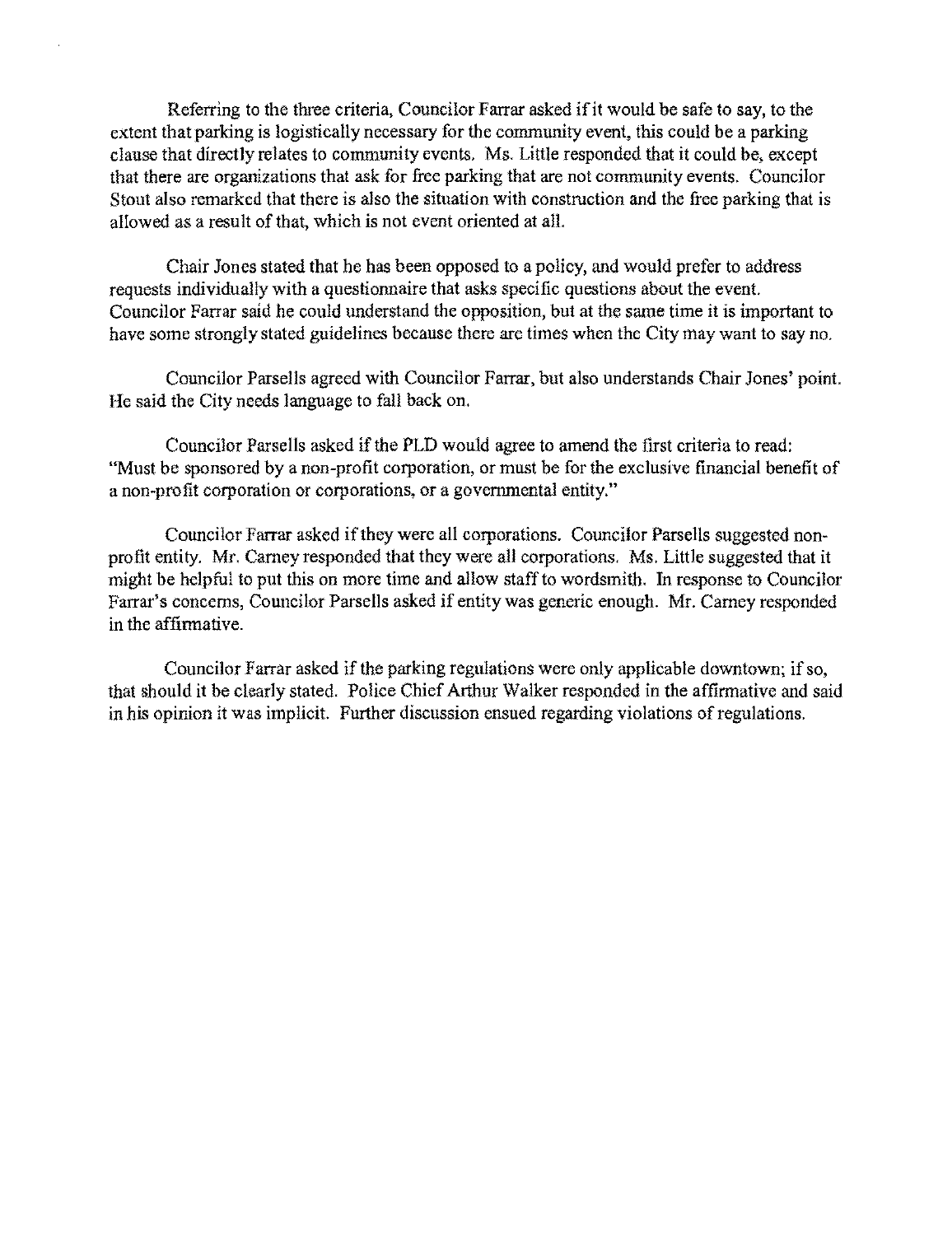Referring to the three criteria, Councilor Farrar asked if it would be safe to say, to the extent that parking is logistically necessary for the community event, this could be a parking clause that directly relates to community events. Ms. Little responded that it could be, except that there are organizations that ask for free parking that are not community events. Councilor Stout also remarked that there is also the situation with construction and the free parking that is allowed as a result of that, which is not event oriented at all.

Chair Jones stated that he has been opposed to a policy, and would prefer to address requests individually with a questionnaire that asks specific questions about the event. Councilor Farrar said he could understand the opposition, but at the same time it is important to have some strongly stated guidelines because there are times when the City may want to say no.

Councilor Parsells agreed with Councilor Farrar, but also understands Chair Jones' point. He said the City needs language to fall back on.

Councilor Parsells asked if the PLD would agree to amend the first criteria to read: "Must be sponsored by a non-profit corporation, or must be for the exclusive financial benefit of a non-profit corporation or corporations, or a governmental entity."

Councilor Farrar asked if they were all corporations. Councilor Parsells suggested non-profit entity. Mr. Carney responded that they were all corporations. Ms. Little suggested that it might be helpful to put this on more time and allow staff to wordsmith. In response to Councilor Farrar's concerns, Councilor Parsells asked if entity was generic enough. Mr. Carney responded in the affirmative.

Councilor Farrar asked if the parking regulations were only applicable downtown; if so, that should it be clearly stated. Police Chief Arthur Walker responded in the affirmative and said in his opinion it was implicit. Further discussion ensued regarding violations of regulations.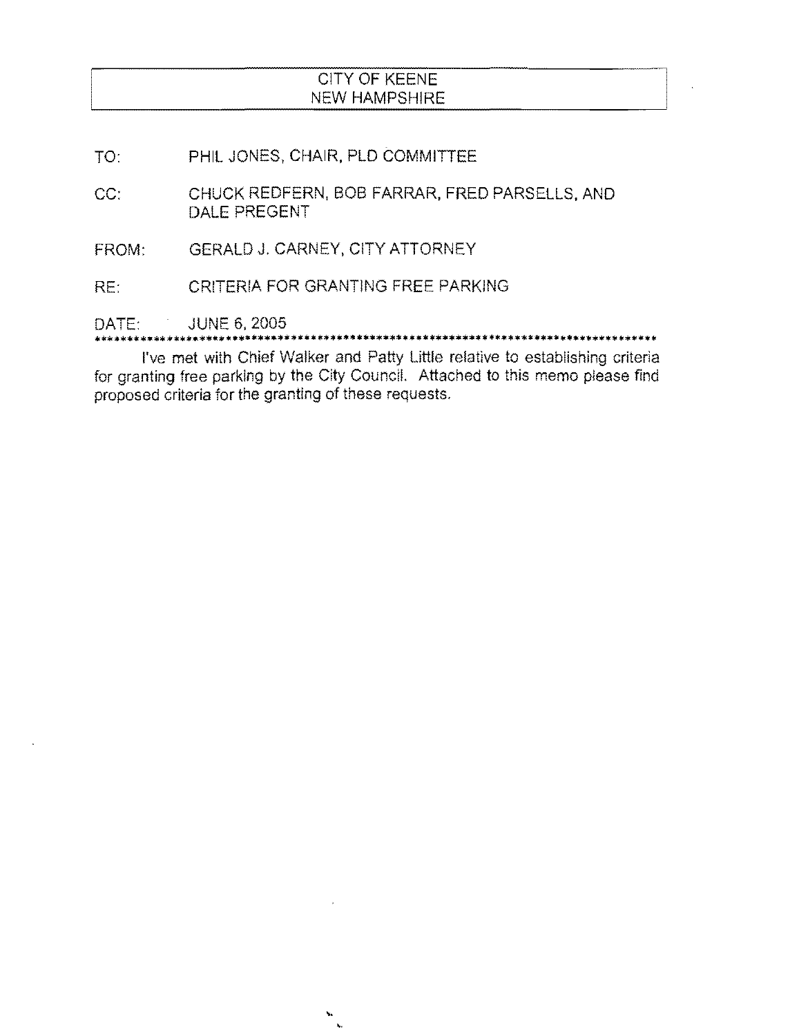**CITY OF KEENE**
**NEW HAMPSHIRE**

TO: PHIL JONES, CHAIR, PLD COMMITTEE

CC: CHUCK REDFERN, BOB FARRAR, FRED PARSELLS, AND DALE PREGENT

FROM: GERALD J. CARNEY, CITY ATTORNEY

RE: CRITERIA FOR GRANTING FREE PARKING

DATE: JUNE 6, 2005

***

I've met with Chief Walker and Patty Little relative to establishing criteria for granting free parking by the City Council. Attached to this memo please find proposed criteria for the granting of these requests.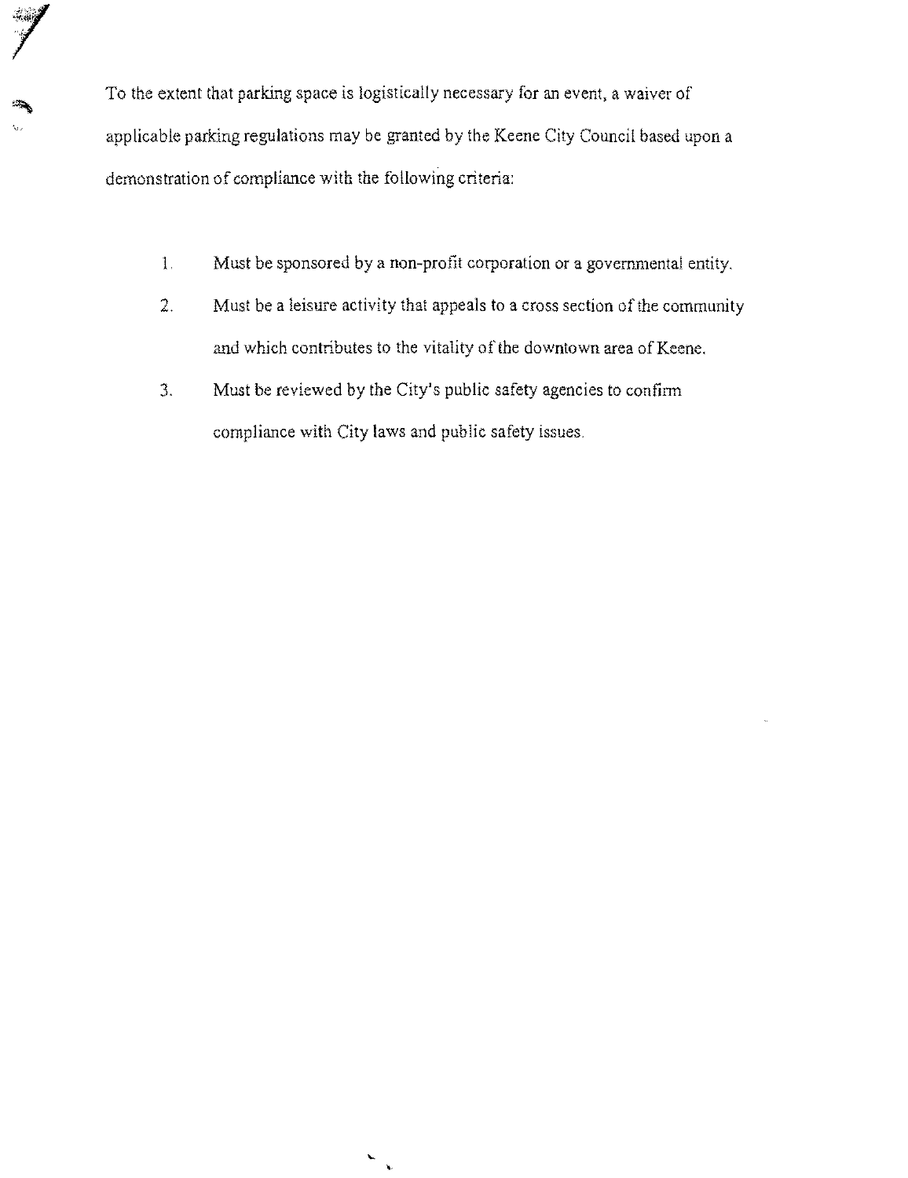To the extent that parking space is logistically necessary for an event, a waiver of applicable parking regulations may be granted by the Keene City Council based upon a demonstration of compliance with the following criteria:

1. Must be sponsored by a non-profit corporation or a governmental entity.
2. Must be a leisure activity that appeals to a cross section of the community and which contributes to the vitality of the downtown area of Keene.
3. Must be reviewed by the City's public safety agencies to confirm compliance with City laws and public safety issues.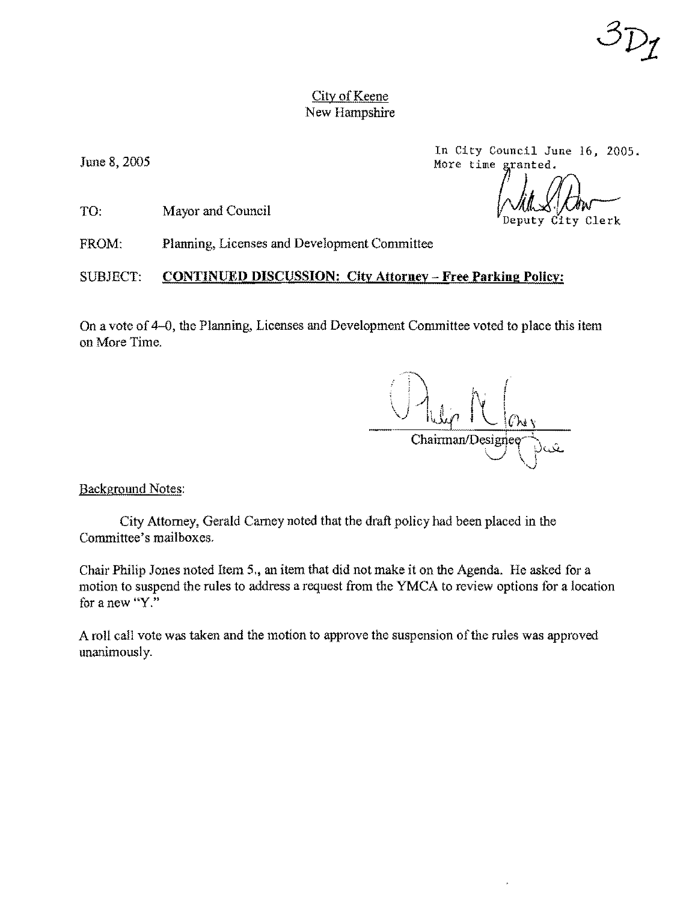3D1

City of Keene
New Hampshire

June 8, 2005

In City Council June 16, 2005.
More time granted.

Deputy City Clerk

TO: Mayor and Council

FROM: Planning, Licenses and Development Committee

SUBJECT: **CONTINUED DISCUSSION: City Attorney – Free Parking Policy:**

On a vote of 4–0, the Planning, Licenses and Development Committee voted to place this item on More Time.

Chairman/Designee

Background Notes:

City Attorney, Gerald Carney noted that the draft policy had been placed in the Committee's mailboxes.

Chair Philip Jones noted Item 5., an item that did not make it on the Agenda. He asked for a motion to suspend the rules to address a request from the YMCA to review options for a location for a new "Y."

A roll call vote was taken and the motion to approve the suspension of the rules was approved unanimously.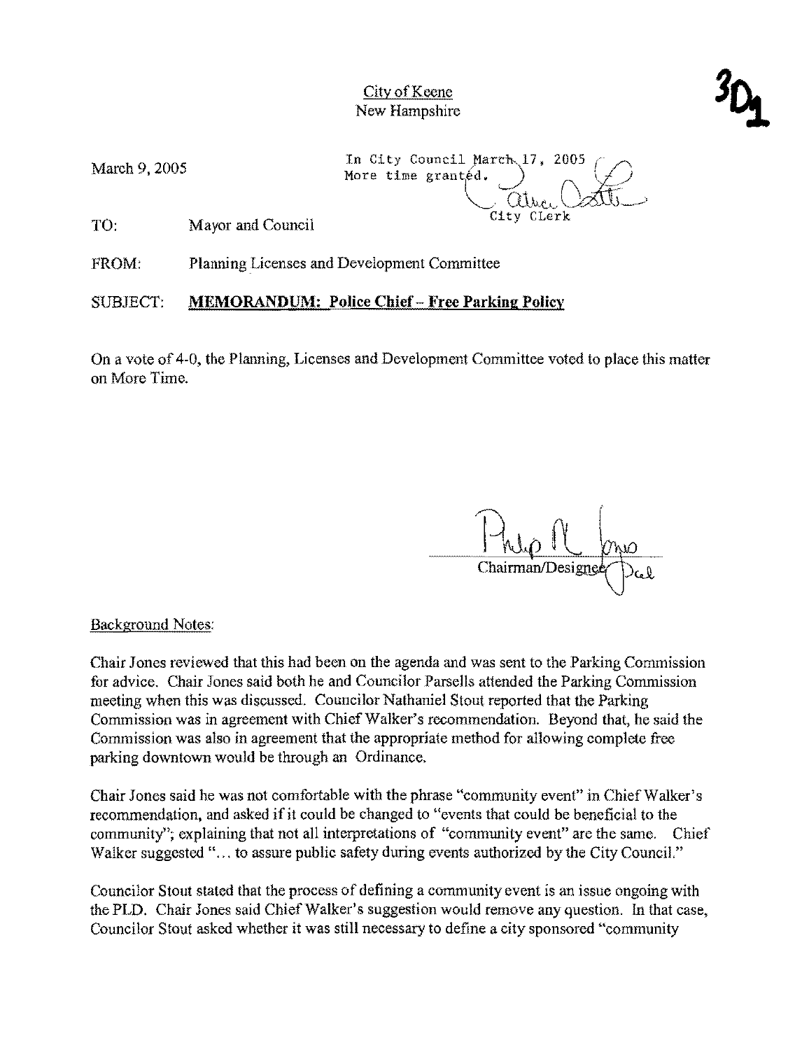City of Keene
New Hampshire

3D1

March 9, 2005

In City Council March 17, 2005
More time granted.
City Clerk

TO: Mayor and Council

FROM: Planning Licenses and Development Committee

SUBJECT: **MEMORANDUM: Police Chief – Free Parking Policy**

On a vote of 4-0, the Planning, Licenses and Development Committee voted to place this matter on More Time.

Chairman/Designee

Background Notes:

Chair Jones reviewed that this had been on the agenda and was sent to the Parking Commission for advice. Chair Jones said both he and Councilor Parsells attended the Parking Commission meeting when this was discussed. Councilor Nathaniel Stout reported that the Parking Commission was in agreement with Chief Walker's recommendation. Beyond that, he said the Commission was also in agreement that the appropriate method for allowing complete free parking downtown would be through an Ordinance.

Chair Jones said he was not comfortable with the phrase "community event" in Chief Walker's recommendation, and asked if it could be changed to "events that could be beneficial to the community"; explaining that not all interpretations of "community event" are the same. Chief Walker suggested "… to assure public safety during events authorized by the City Council."

Councilor Stout stated that the process of defining a community event is an issue ongoing with the PLD. Chair Jones said Chief Walker's suggestion would remove any question. In that case, Councilor Stout asked whether it was still necessary to define a city sponsored "community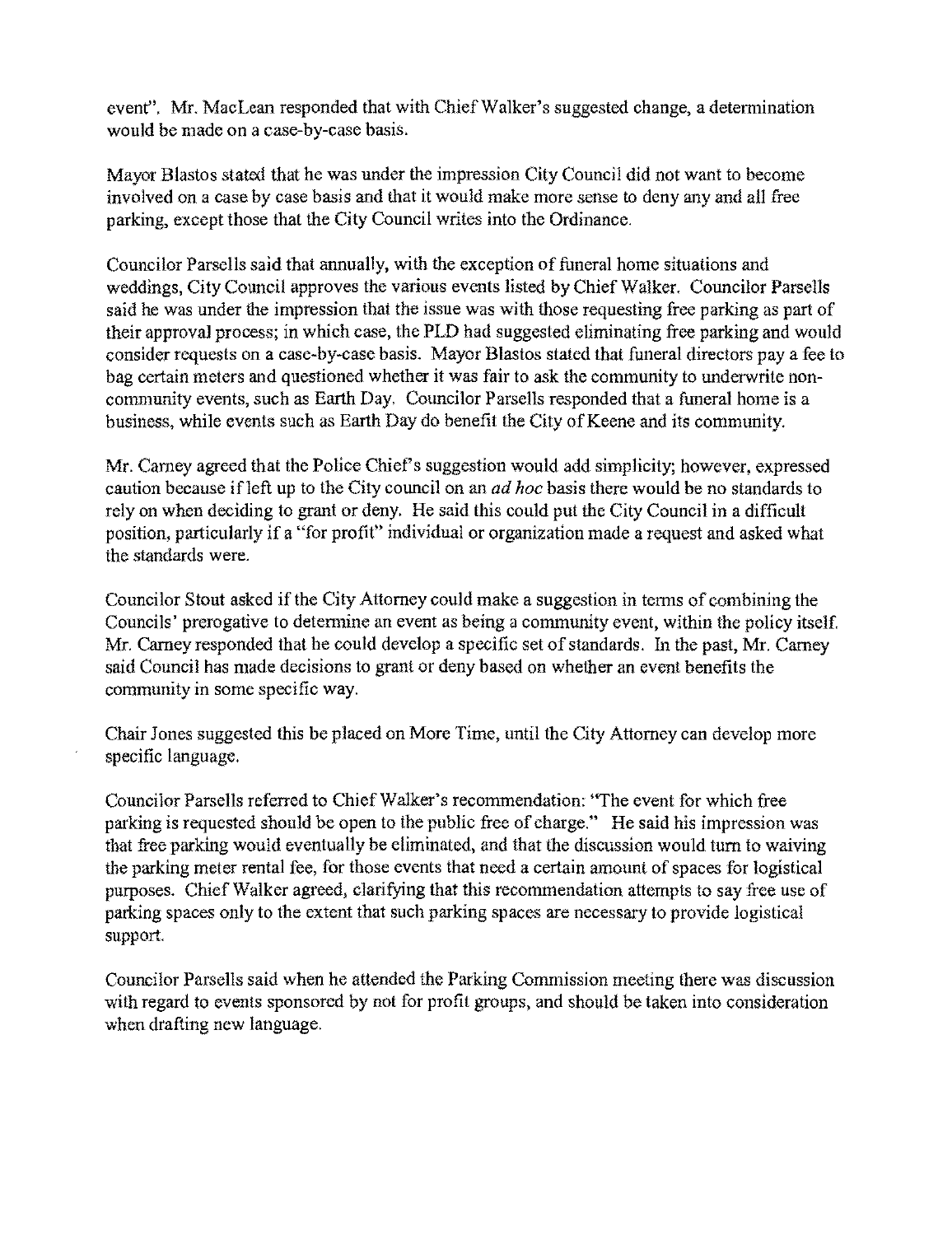event". Mr. MacLean responded that with Chief Walker's suggested change, a determination would be made on a case-by-case basis.

Mayor Blastos stated that he was under the impression City Council did not want to become involved on a case by case basis and that it would make more sense to deny any and all free parking, except those that the City Council writes into the Ordinance.

Councilor Parsells said that annually, with the exception of funeral home situations and weddings, City Council approves the various events listed by Chief Walker. Councilor Parsells said he was under the impression that the issue was with those requesting free parking as part of their approval process; in which case, the PLD had suggested eliminating free parking and would consider requests on a case-by-case basis. Mayor Blastos stated that funeral directors pay a fee to bag certain meters and questioned whether it was fair to ask the community to underwrite non-community events, such as Earth Day. Councilor Parsells responded that a funeral home is a business, while events such as Earth Day do benefit the City of Keene and its community.

Mr. Carney agreed that the Police Chief's suggestion would add simplicity; however, expressed caution because if left up to the City council on an *ad hoc* basis there would be no standards to rely on when deciding to grant or deny. He said this could put the City Council in a difficult position, particularly if a "for profit" individual or organization made a request and asked what the standards were.

Councilor Stout asked if the City Attorney could make a suggestion in terms of combining the Councils' prerogative to determine an event as being a community event, within the policy itself. Mr. Carney responded that he could develop a specific set of standards. In the past, Mr. Carney said Council has made decisions to grant or deny based on whether an event benefits the community in some specific way.

Chair Jones suggested this be placed on More Time, until the City Attorney can develop more specific language.

Councilor Parsells referred to Chief Walker's recommendation: "The event for which free parking is requested should be open to the public free of charge." He said his impression was that free parking would eventually be eliminated, and that the discussion would turn to waiving the parking meter rental fee, for those events that need a certain amount of spaces for logistical purposes. Chief Walker agreed, clarifying that this recommendation attempts to say free use of parking spaces only to the extent that such parking spaces are necessary to provide logistical support.

Councilor Parsells said when he attended the Parking Commission meeting there was discussion with regard to events sponsored by not for profit groups, and should be taken into consideration when drafting new language.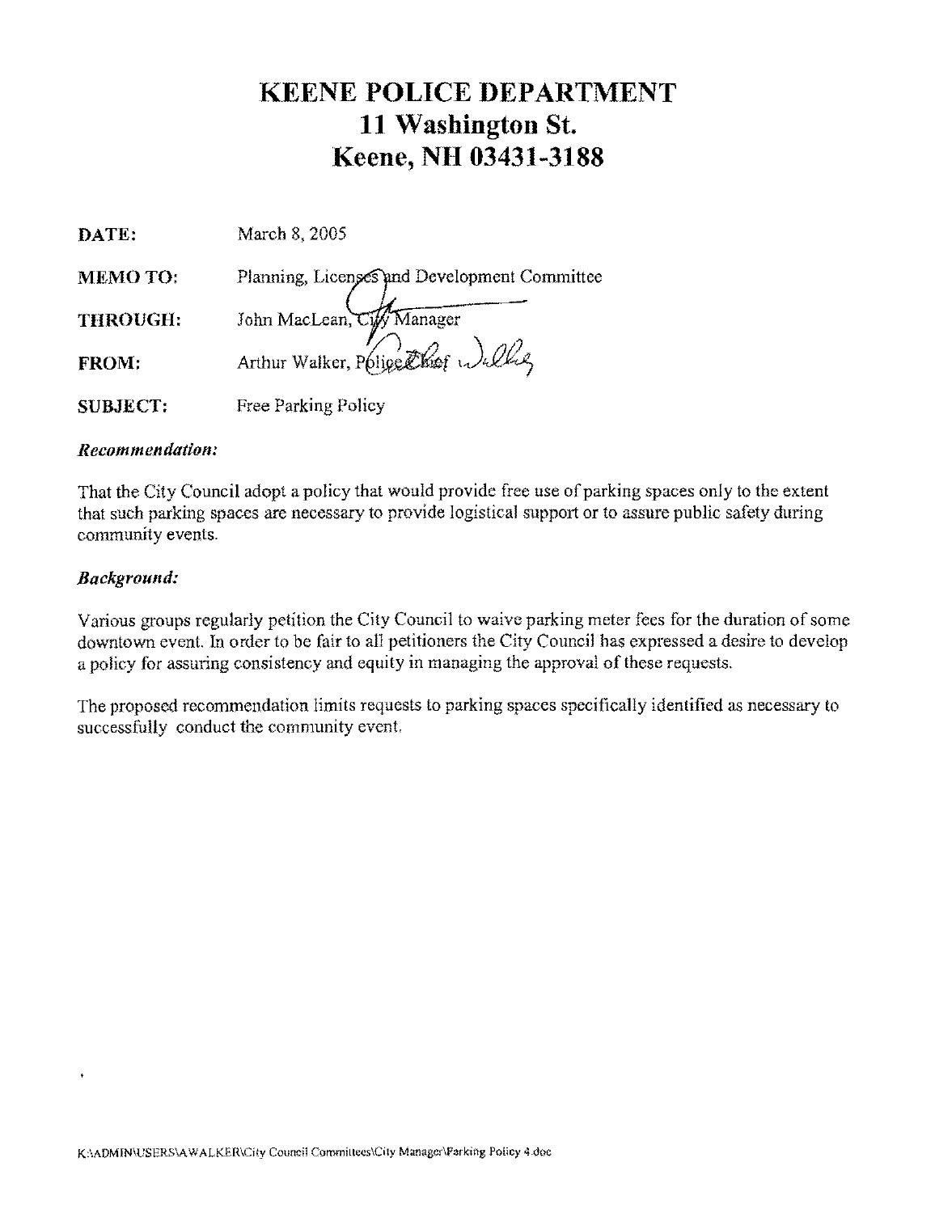# KEENE POLICE DEPARTMENT
# 11 Washington St.
# Keene, NH 03431-3188

**DATE:** March 8, 2005

**MEMO TO:** Planning, Licenses and Development Committee

**THROUGH:** John MacLean, City Manager

**FROM:** Arthur Walker, Police Chief

**SUBJECT:** Free Parking Policy

***Recommendation:***

That the City Council adopt a policy that would provide free use of parking spaces only to the extent that such parking spaces are necessary to provide logistical support or to assure public safety during community events.

***Background:***

Various groups regularly petition the City Council to waive parking meter fees for the duration of some downtown event. In order to be fair to all petitioners the City Council has expressed a desire to develop a policy for assuring consistency and equity in managing the approval of these requests.

The proposed recommendation limits requests to parking spaces specifically identified as necessary to successfully conduct the community event.

K:\ADMIN\USERS\AWALKER\City Council Committees\City Manager\Parking Policy 4.doc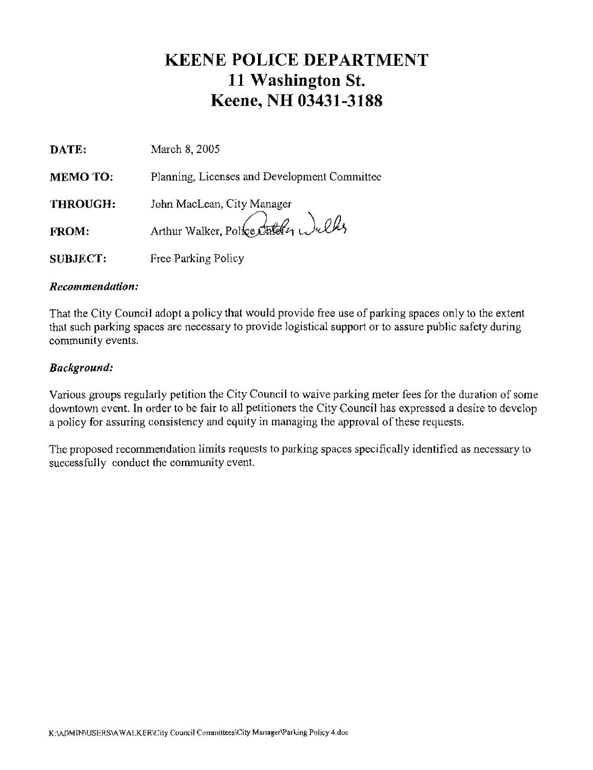# KEENE POLICE DEPARTMENT
# 11 Washington St.
# Keene, NH 03431-3188

**DATE:** March 8, 2005

**MEMO TO:** Planning, Licenses and Development Committee

**THROUGH:** John MacLean, City Manager

**FROM:** Arthur Walker, Police Chief

**SUBJECT:** Free Parking Policy

***Recommendation:***

That the City Council adopt a policy that would provide free use of parking spaces only to the extent that such parking spaces are necessary to provide logistical support or to assure public safety during community events.

***Background:***

Various groups regularly petition the City Council to waive parking meter fees for the duration of some downtown event. In order to be fair to all petitioners the City Council has expressed a desire to develop a policy for assuring consistency and equity in managing the approval of these requests.

The proposed recommendation limits requests to parking spaces specifically identified as necessary to successfully conduct the community event.

K:\ADMIN\USERS\AWALKER\City Council Committees\City Manager\Parking Policy 4.doc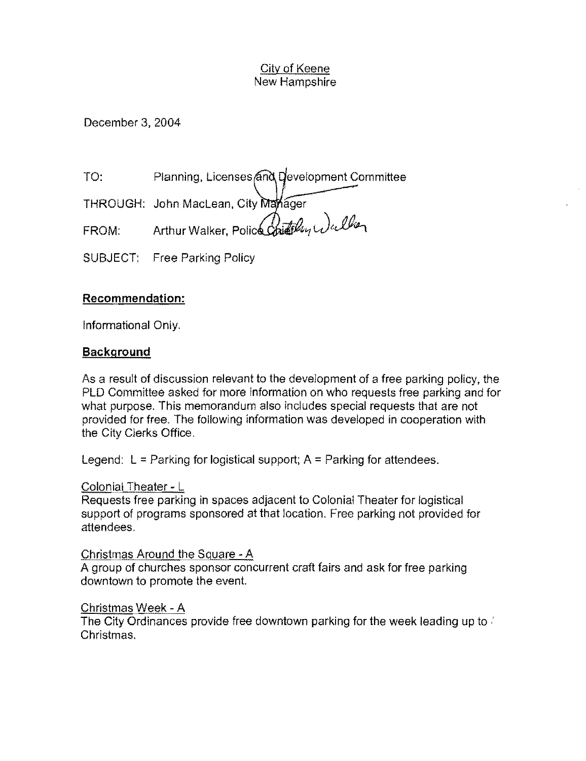City of Keene
New Hampshire

December 3, 2004

TO: Planning, Licenses and Development Committee

THROUGH: John MacLean, City Manager

FROM: Arthur Walker, Police Chief

SUBJECT: Free Parking Policy

**Recommendation:**

Informational Only.

**Background**

As a result of discussion relevant to the development of a free parking policy, the PLD Committee asked for more information on who requests free parking and for what purpose. This memorandum also includes special requests that are not provided for free. The following information was developed in cooperation with the City Clerks Office.

Legend: L = Parking for logistical support; A = Parking for attendees.

Colonial Theater - L
Requests free parking in spaces adjacent to Colonial Theater for logistical support of programs sponsored at that location. Free parking not provided for attendees.

Christmas Around the Square - A
A group of churches sponsor concurrent craft fairs and ask for free parking downtown to promote the event.

Christmas Week - A
The City Ordinances provide free downtown parking for the week leading up to Christmas.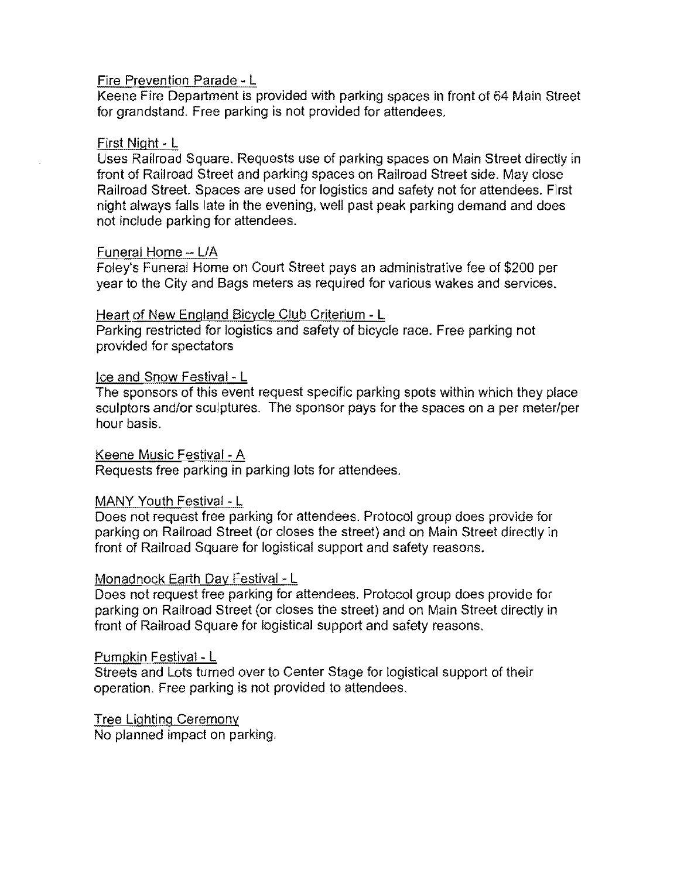Fire Prevention Parade - L

Keene Fire Department is provided with parking spaces in front of 64 Main Street for grandstand. Free parking is not provided for attendees.

First Night - L

Uses Railroad Square. Requests use of parking spaces on Main Street directly in front of Railroad Street and parking spaces on Railroad Street side. May close Railroad Street. Spaces are used for logistics and safety not for attendees. First night always falls late in the evening, well past peak parking demand and does not include parking for attendees.

Funeral Home -- L/A

Foley's Funeral Home on Court Street pays an administrative fee of $200 per year to the City and Bags meters as required for various wakes and services.

Heart of New England Bicycle Club Criterium - L

Parking restricted for logistics and safety of bicycle race. Free parking not provided for spectators

Ice and Snow Festival - L

The sponsors of this event request specific parking spots within which they place sculptors and/or sculptures. The sponsor pays for the spaces on a per meter/per hour basis.

Keene Music Festival - A

Requests free parking in parking lots for attendees.

MANY Youth Festival - L

Does not request free parking for attendees. Protocol group does provide for parking on Railroad Street (or closes the street) and on Main Street directly in front of Railroad Square for logistical support and safety reasons.

Monadnock Earth Day Festival - L

Does not request free parking for attendees. Protocol group does provide for parking on Railroad Street (or closes the street) and on Main Street directly in front of Railroad Square for logistical support and safety reasons.

Pumpkin Festival - L

Streets and Lots turned over to Center Stage for logistical support of their operation. Free parking is not provided to attendees.

Tree Lighting Ceremony

No planned impact on parking.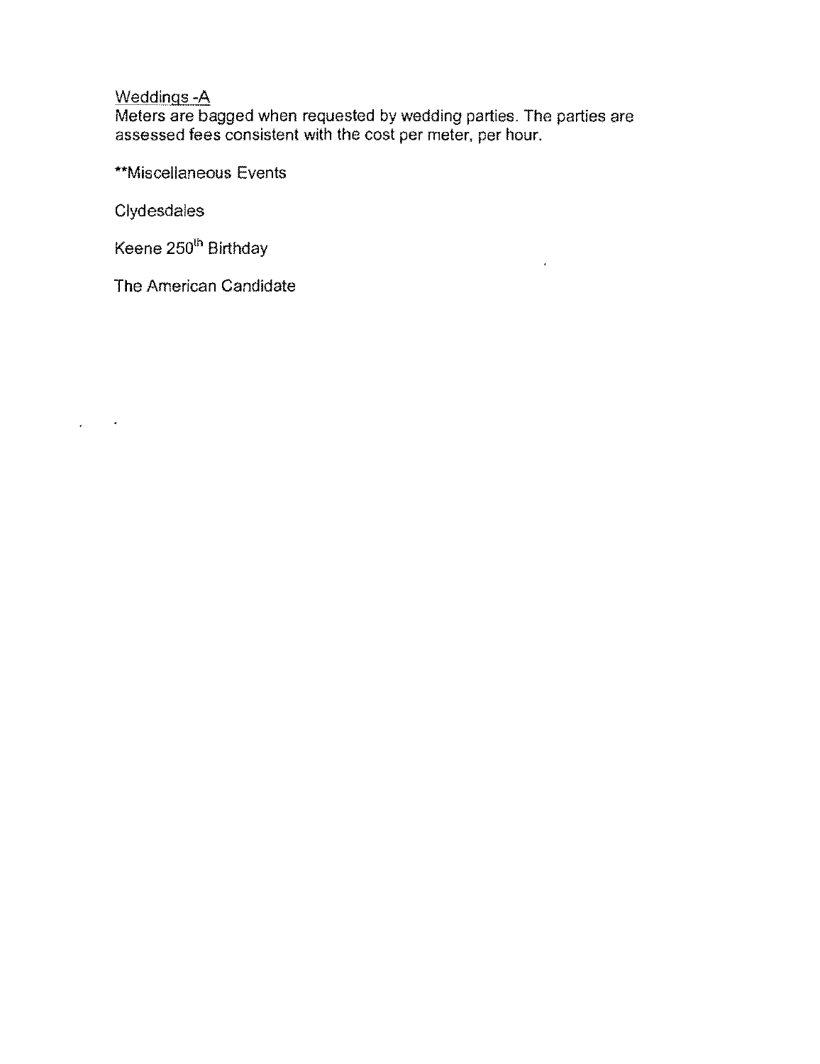Weddings -A

Meters are bagged when requested by wedding parties. The parties are assessed fees consistent with the cost per meter, per hour.

**Miscellaneous Events

Clydesdales

Keene 250$^{th}$ Birthday

The American Candidate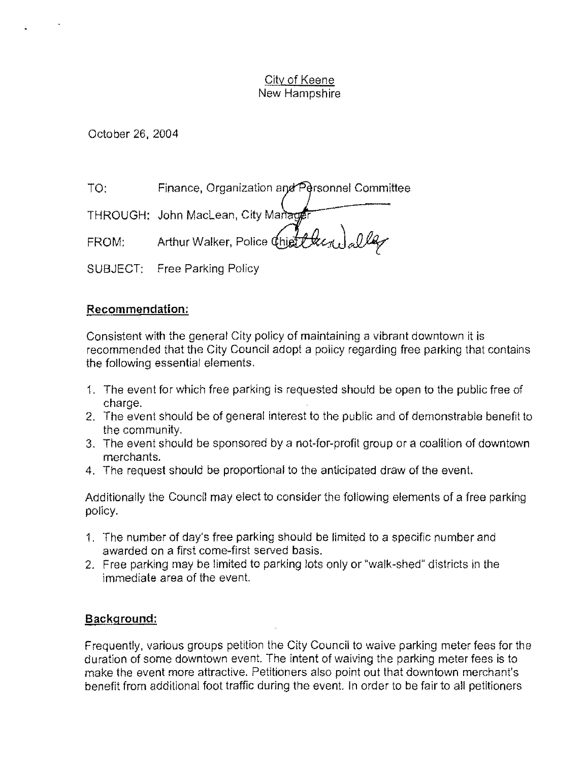City of Keene
New Hampshire

October 26, 2004

TO: Finance, Organization and Personnel Committee

THROUGH: John MacLean, City Manager

FROM: Arthur Walker, Police Chief

SUBJECT: Free Parking Policy

**Recommendation:**

Consistent with the general City policy of maintaining a vibrant downtown it is recommended that the City Council adopt a policy regarding free parking that contains the following essential elements.

1. The event for which free parking is requested should be open to the public free of charge.
2. The event should be of general interest to the public and of demonstrable benefit to the community.
3. The event should be sponsored by a not-for-profit group or a coalition of downtown merchants.
4. The request should be proportional to the anticipated draw of the event.

Additionally the Council may elect to consider the following elements of a free parking policy.

1. The number of day's free parking should be limited to a specific number and awarded on a first come-first served basis.
2. Free parking may be limited to parking lots only or "walk-shed" districts in the immediate area of the event.

**Background:**

Frequently, various groups petition the City Council to waive parking meter fees for the duration of some downtown event. The intent of waiving the parking meter fees is to make the event more attractive. Petitioners also point out that downtown merchant's benefit from additional foot traffic during the event. In order to be fair to all petitioners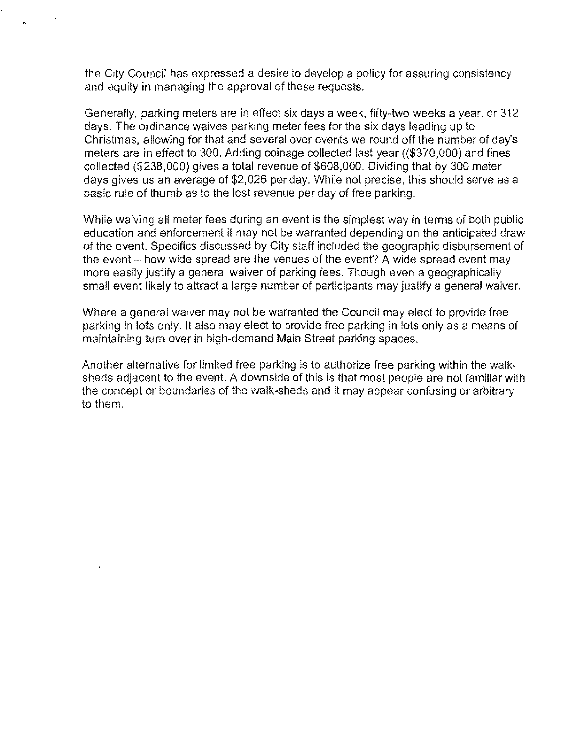the City Council has expressed a desire to develop a policy for assuring consistency and equity in managing the approval of these requests.

Generally, parking meters are in effect six days a week, fifty-two weeks a year, or 312 days. The ordinance waives parking meter fees for the six days leading up to Christmas, allowing for that and several over events we round off the number of day's meters are in effect to 300. Adding coinage collected last year (($370,000) and fines collected ($238,000) gives a total revenue of $608,000. Dividing that by 300 meter days gives us an average of $2,026 per day. While not precise, this should serve as a basic rule of thumb as to the lost revenue per day of free parking.

While waiving all meter fees during an event is the simplest way in terms of both public education and enforcement it may not be warranted depending on the anticipated draw of the event. Specifics discussed by City staff included the geographic disbursement of the event – how wide spread are the venues of the event? A wide spread event may more easily justify a general waiver of parking fees. Though even a geographically small event likely to attract a large number of participants may justify a general waiver.

Where a general waiver may not be warranted the Council may elect to provide free parking in lots only. It also may elect to provide free parking in lots only as a means of maintaining turn over in high-demand Main Street parking spaces.

Another alternative for limited free parking is to authorize free parking within the walk-sheds adjacent to the event. A downside of this is that most people are not familiar with the concept or boundaries of the walk-sheds and it may appear confusing or arbitrary to them.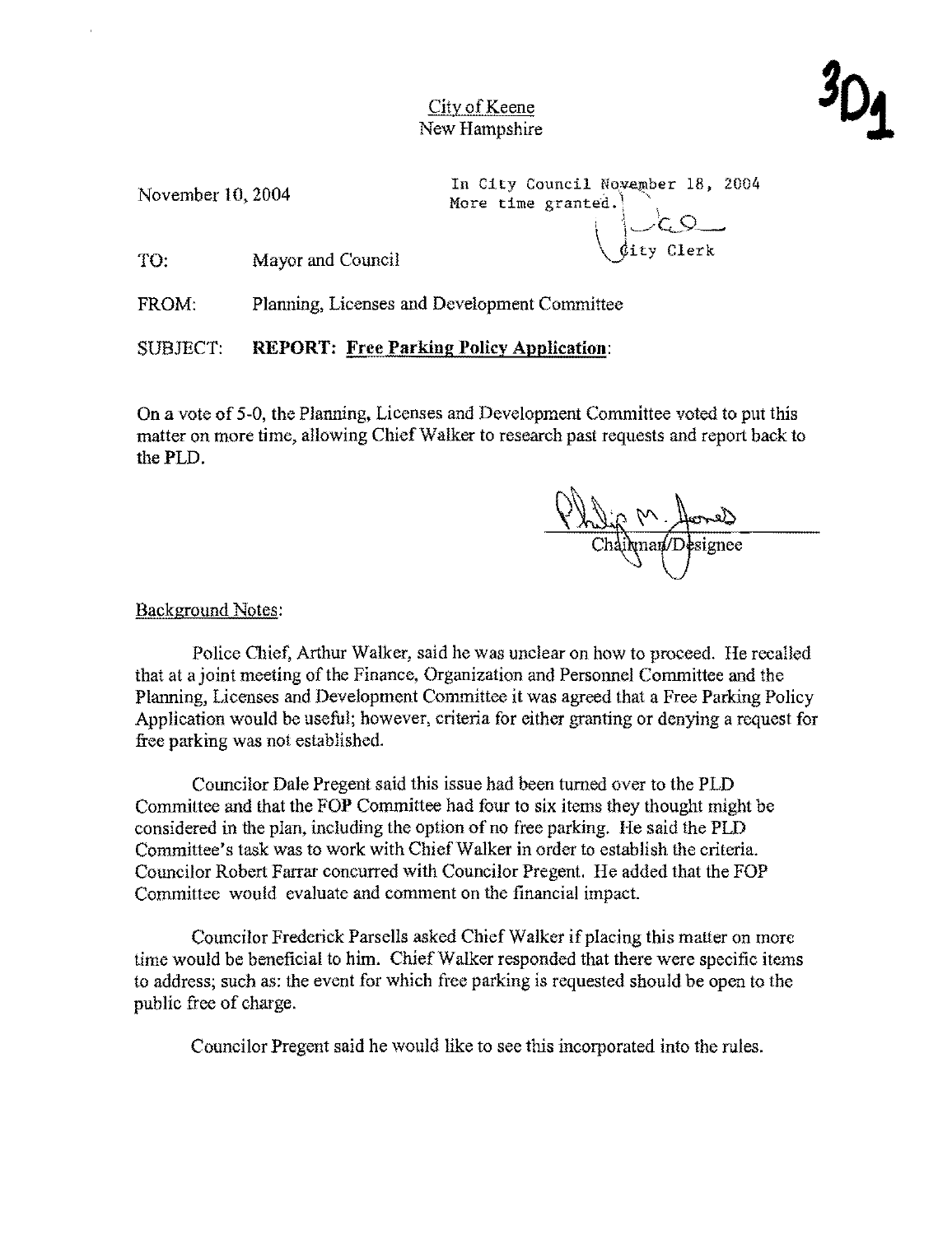3D1

City of Keene
New Hampshire

November 10, 2004

In City Council November 18, 2004
More time granted.

City Clerk

TO: Mayor and Council

FROM: Planning, Licenses and Development Committee

SUBJECT: **REPORT: Free Parking Policy Application**:

On a vote of 5-0, the Planning, Licenses and Development Committee voted to put this matter on more time, allowing Chief Walker to research past requests and report back to the PLD.

Philip M. Jones
Chairman/Designee

Background Notes:

Police Chief, Arthur Walker, said he was unclear on how to proceed. He recalled that at a joint meeting of the Finance, Organization and Personnel Committee and the Planning, Licenses and Development Committee it was agreed that a Free Parking Policy Application would be useful; however, criteria for either granting or denying a request for free parking was not established.

Councilor Dale Pregent said this issue had been turned over to the PLD Committee and that the FOP Committee had four to six items they thought might be considered in the plan, including the option of no free parking. He said the PLD Committee's task was to work with Chief Walker in order to establish the criteria. Councilor Robert Farrar concurred with Councilor Pregent. He added that the FOP Committee would evaluate and comment on the financial impact.

Councilor Frederick Parsells asked Chief Walker if placing this matter on more time would be beneficial to him. Chief Walker responded that there were specific items to address; such as: the event for which free parking is requested should be open to the public free of charge.

Councilor Pregent said he would like to see this incorporated into the rules.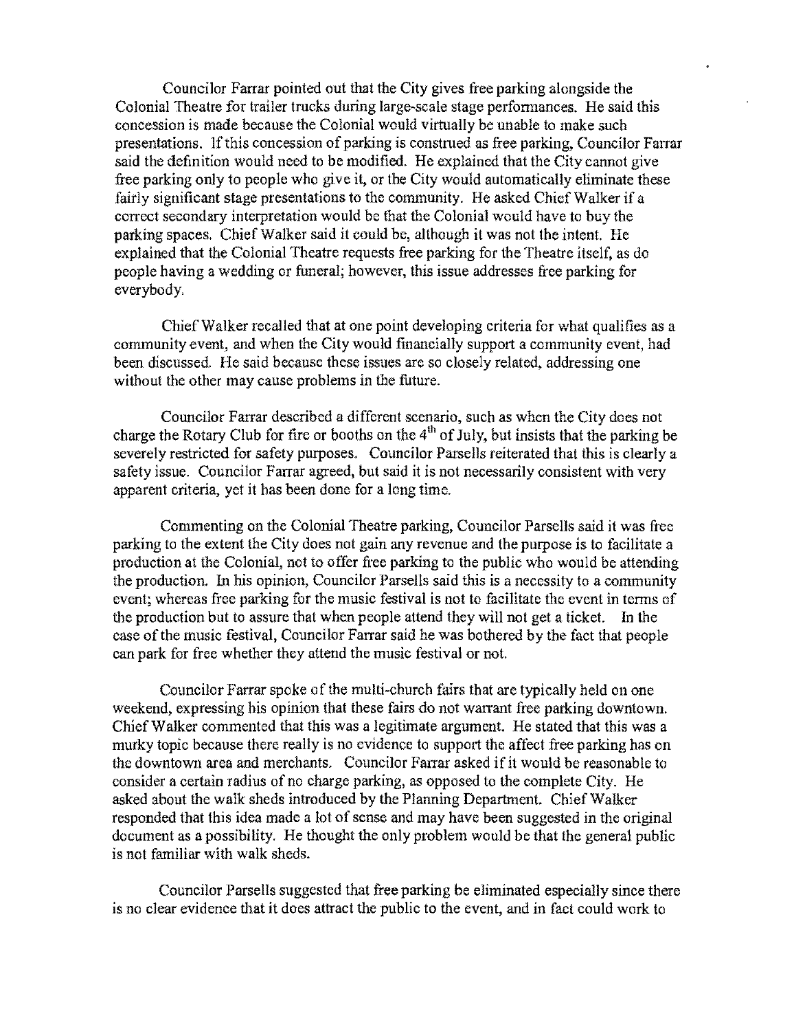Councilor Farrar pointed out that the City gives free parking alongside the Colonial Theatre for trailer trucks during large-scale stage performances. He said this concession is made because the Colonial would virtually be unable to make such presentations. If this concession of parking is construed as free parking, Councilor Farrar said the definition would need to be modified. He explained that the City cannot give free parking only to people who give it, or the City would automatically eliminate these fairly significant stage presentations to the community. He asked Chief Walker if a correct secondary interpretation would be that the Colonial would have to buy the parking spaces. Chief Walker said it could be, although it was not the intent. He explained that the Colonial Theatre requests free parking for the Theatre itself, as do people having a wedding or funeral; however, this issue addresses free parking for everybody.

Chief Walker recalled that at one point developing criteria for what qualifies as a community event, and when the City would financially support a community event, had been discussed. He said because these issues are so closely related, addressing one without the other may cause problems in the future.

Councilor Farrar described a different scenario, such as when the City does not charge the Rotary Club for fire or booths on the 4th of July, but insists that the parking be severely restricted for safety purposes. Councilor Parsells reiterated that this is clearly a safety issue. Councilor Farrar agreed, but said it is not necessarily consistent with very apparent criteria, yet it has been done for a long time.

Commenting on the Colonial Theatre parking, Councilor Parsells said it was free parking to the extent the City does not gain any revenue and the purpose is to facilitate a production at the Colonial, not to offer free parking to the public who would be attending the production. In his opinion, Councilor Parsells said this is a necessity to a community event; whereas free parking for the music festival is not to facilitate the event in terms of the production but to assure that when people attend they will not get a ticket. In the case of the music festival, Councilor Farrar said he was bothered by the fact that people can park for free whether they attend the music festival or not.

Councilor Farrar spoke of the multi-church fairs that are typically held on one weekend, expressing his opinion that these fairs do not warrant free parking downtown. Chief Walker commented that this was a legitimate argument. He stated that this was a murky topic because there really is no evidence to support the affect free parking has on the downtown area and merchants. Councilor Farrar asked if it would be reasonable to consider a certain radius of no charge parking, as opposed to the complete City. He asked about the walk sheds introduced by the Planning Department. Chief Walker responded that this idea made a lot of sense and may have been suggested in the original document as a possibility. He thought the only problem would be that the general public is not familiar with walk sheds.

Councilor Parsells suggested that free parking be eliminated especially since there is no clear evidence that it does attract the public to the event, and in fact could work to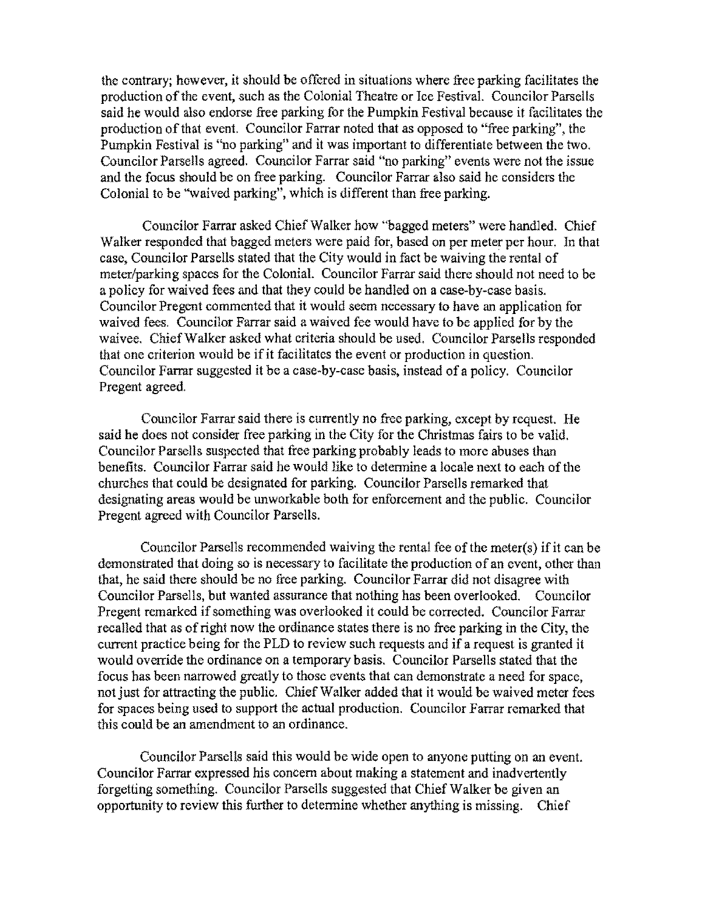the contrary; however, it should be offered in situations where free parking facilitates the production of the event, such as the Colonial Theatre or Ice Festival. Councilor Parsells said he would also endorse free parking for the Pumpkin Festival because it facilitates the production of that event. Councilor Farrar noted that as opposed to "free parking", the Pumpkin Festival is "no parking" and it was important to differentiate between the two. Councilor Parsells agreed. Councilor Farrar said "no parking" events were not the issue and the focus should be on free parking. Councilor Farrar also said he considers the Colonial to be "waived parking", which is different than free parking.

Councilor Farrar asked Chief Walker how "bagged meters" were handled. Chief Walker responded that bagged meters were paid for, based on per meter per hour. In that case, Councilor Parsells stated that the City would in fact be waiving the rental of meter/parking spaces for the Colonial. Councilor Farrar said there should not need to be a policy for waived fees and that they could be handled on a case-by-case basis. Councilor Pregent commented that it would seem necessary to have an application for waived fees. Councilor Farrar said a waived fee would have to be applied for by the waivee. Chief Walker asked what criteria should be used. Councilor Parsells responded that one criterion would be if it facilitates the event or production in question. Councilor Farrar suggested it be a case-by-case basis, instead of a policy. Councilor Pregent agreed.

Councilor Farrar said there is currently no free parking, except by request. He said he does not consider free parking in the City for the Christmas fairs to be valid. Councilor Parsells suspected that free parking probably leads to more abuses than benefits. Councilor Farrar said he would like to determine a locale next to each of the churches that could be designated for parking. Councilor Parsells remarked that designating areas would be unworkable both for enforcement and the public. Councilor Pregent agreed with Councilor Parsells.

Councilor Parsells recommended waiving the rental fee of the meter(s) if it can be demonstrated that doing so is necessary to facilitate the production of an event, other than that, he said there should be no free parking. Councilor Farrar did not disagree with Councilor Parsells, but wanted assurance that nothing has been overlooked. Councilor Pregent remarked if something was overlooked it could be corrected. Councilor Farrar recalled that as of right now the ordinance states there is no free parking in the City, the current practice being for the PLD to review such requests and if a request is granted it would override the ordinance on a temporary basis. Councilor Parsells stated that the focus has been narrowed greatly to those events that can demonstrate a need for space, not just for attracting the public. Chief Walker added that it would be waived meter fees for spaces being used to support the actual production. Councilor Farrar remarked that this could be an amendment to an ordinance.

Councilor Parsells said this would be wide open to anyone putting on an event. Councilor Farrar expressed his concern about making a statement and inadvertently forgetting something. Councilor Parsells suggested that Chief Walker be given an opportunity to review this further to determine whether anything is missing. Chief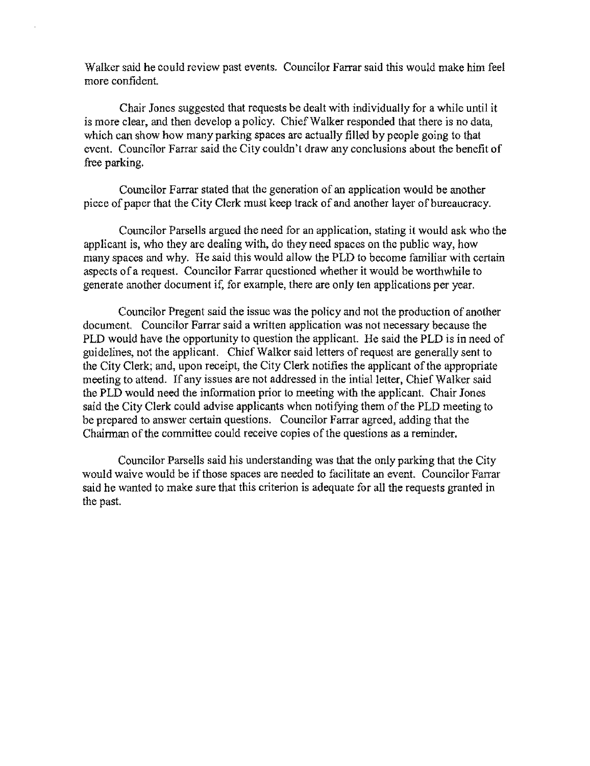Walker said he could review past events. Councilor Farrar said this would make him feel more confident.

Chair Jones suggested that requests be dealt with individually for a while until it is more clear, and then develop a policy. Chief Walker responded that there is no data, which can show how many parking spaces are actually filled by people going to that event. Councilor Farrar said the City couldn't draw any conclusions about the benefit of free parking.

Councilor Farrar stated that the generation of an application would be another piece of paper that the City Clerk must keep track of and another layer of bureaucracy.

Councilor Parsells argued the need for an application, stating it would ask who the applicant is, who they are dealing with, do they need spaces on the public way, how many spaces and why. He said this would allow the PLD to become familiar with certain aspects of a request. Councilor Farrar questioned whether it would be worthwhile to generate another document if, for example, there are only ten applications per year.

Councilor Pregent said the issue was the policy and not the production of another document. Councilor Farrar said a written application was not necessary because the PLD would have the opportunity to question the applicant. He said the PLD is in need of guidelines, not the applicant. Chief Walker said letters of request are generally sent to the City Clerk; and, upon receipt, the City Clerk notifies the applicant of the appropriate meeting to attend. If any issues are not addressed in the intial letter, Chief Walker said the PLD would need the information prior to meeting with the applicant. Chair Jones said the City Clerk could advise applicants when notifying them of the PLD meeting to be prepared to answer certain questions. Councilor Farrar agreed, adding that the Chairman of the committee could receive copies of the questions as a reminder.

Councilor Parsells said his understanding was that the only parking that the City would waive would be if those spaces are needed to facilitate an event. Councilor Farrar said he wanted to make sure that this criterion is adequate for all the requests granted in the past.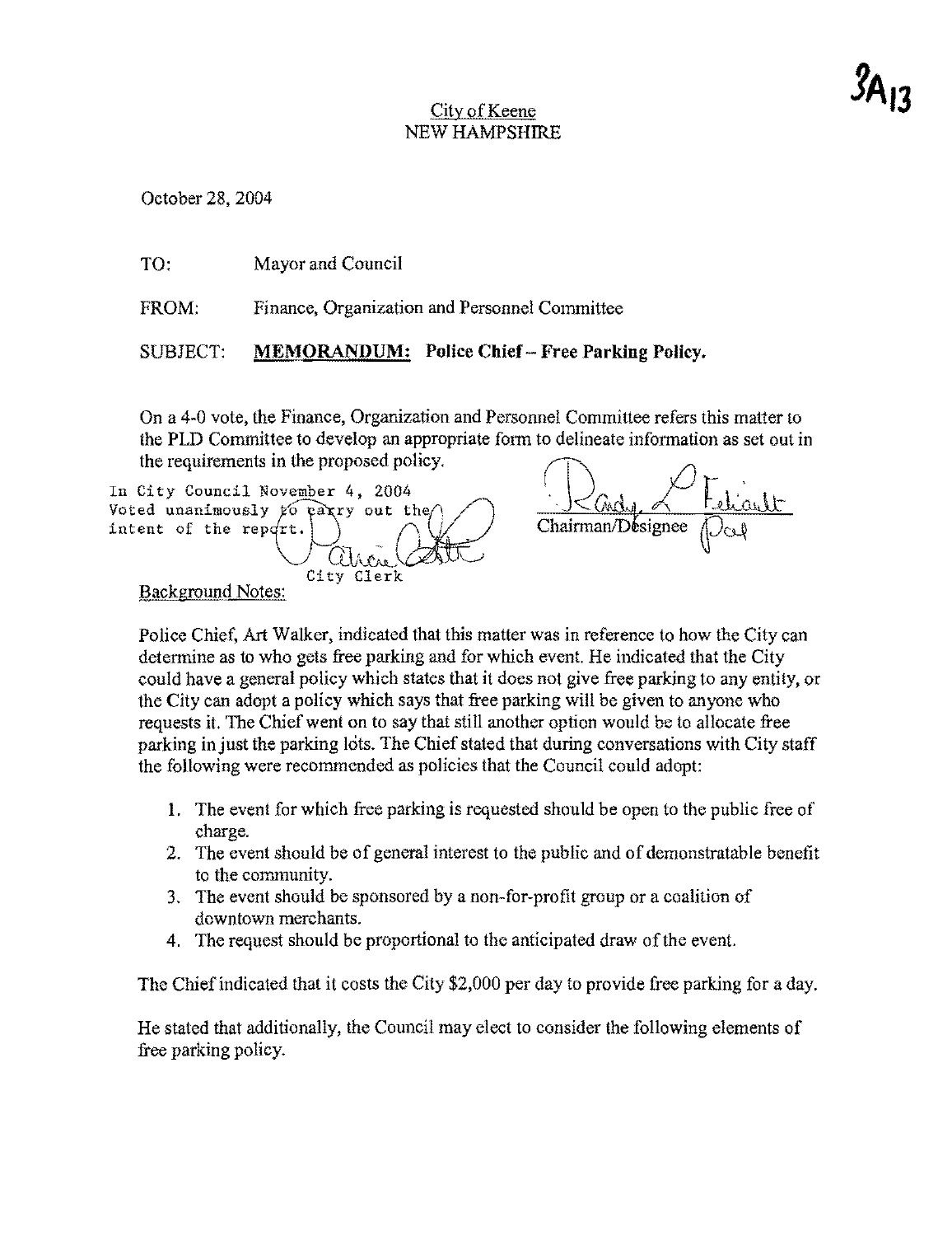3A13

City of Keene
NEW HAMPSHIRE

October 28, 2004

TO: Mayor and Council

FROM: Finance, Organization and Personnel Committee

SUBJECT: **MEMORANDUM: Police Chief – Free Parking Policy.**

On a 4-0 vote, the Finance, Organization and Personnel Committee refers this matter to the PLD Committee to develop an appropriate form to delineate information as set out in the requirements in the proposed policy.

In City Council November 4, 2004
Voted unanimously to carry out the intent of the report.

City Clerk

Chairman/Designee

Background Notes:

Police Chief, Art Walker, indicated that this matter was in reference to how the City can determine as to who gets free parking and for which event. He indicated that the City could have a general policy which states that it does not give free parking to any entity, or the City can adopt a policy which says that free parking will be given to anyone who requests it. The Chief went on to say that still another option would be to allocate free parking in just the parking lots. The Chief stated that during conversations with City staff the following were recommended as policies that the Council could adopt:

1. The event for which free parking is requested should be open to the public free of charge.
2. The event should be of general interest to the public and of demonstratable benefit to the community.
3. The event should be sponsored by a non-for-profit group or a coalition of downtown merchants.
4. The request should be proportional to the anticipated draw of the event.

The Chief indicated that it costs the City $2,000 per day to provide free parking for a day.

He stated that additionally, the Council may elect to consider the following elements of free parking policy.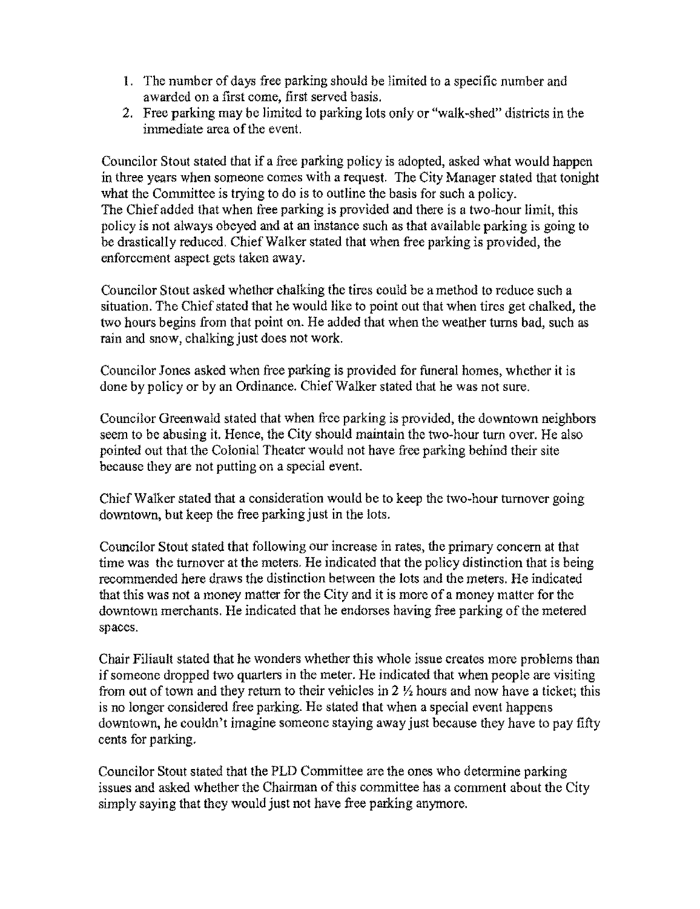1. The number of days free parking should be limited to a specific number and awarded on a first come, first served basis.
2. Free parking may be limited to parking lots only or "walk-shed" districts in the immediate area of the event.

Councilor Stout stated that if a free parking policy is adopted, asked what would happen in three years when someone comes with a request. The City Manager stated that tonight what the Committee is trying to do is to outline the basis for such a policy. The Chief added that when free parking is provided and there is a two-hour limit, this policy is not always obeyed and at an instance such as that available parking is going to be drastically reduced. Chief Walker stated that when free parking is provided, the enforcement aspect gets taken away.

Councilor Stout asked whether chalking the tires could be a method to reduce such a situation. The Chief stated that he would like to point out that when tires get chalked, the two hours begins from that point on. He added that when the weather turns bad, such as rain and snow, chalking just does not work.

Councilor Jones asked when free parking is provided for funeral homes, whether it is done by policy or by an Ordinance. Chief Walker stated that he was not sure.

Councilor Greenwald stated that when free parking is provided, the downtown neighbors seem to be abusing it. Hence, the City should maintain the two-hour turn over. He also pointed out that the Colonial Theater would not have free parking behind their site because they are not putting on a special event.

Chief Walker stated that a consideration would be to keep the two-hour turnover going downtown, but keep the free parking just in the lots.

Councilor Stout stated that following our increase in rates, the primary concern at that time was the turnover at the meters. He indicated that the policy distinction that is being recommended here draws the distinction between the lots and the meters. He indicated that this was not a money matter for the City and it is more of a money matter for the downtown merchants. He indicated that he endorses having free parking of the metered spaces.

Chair Filiault stated that he wonders whether this whole issue creates more problems than if someone dropped two quarters in the meter. He indicated that when people are visiting from out of town and they return to their vehicles in 2 ½ hours and now have a ticket; this is no longer considered free parking. He stated that when a special event happens downtown, he couldn't imagine someone staying away just because they have to pay fifty cents for parking.

Councilor Stout stated that the PLD Committee are the ones who determine parking issues and asked whether the Chairman of this committee has a comment about the City simply saying that they would just not have free parking anymore.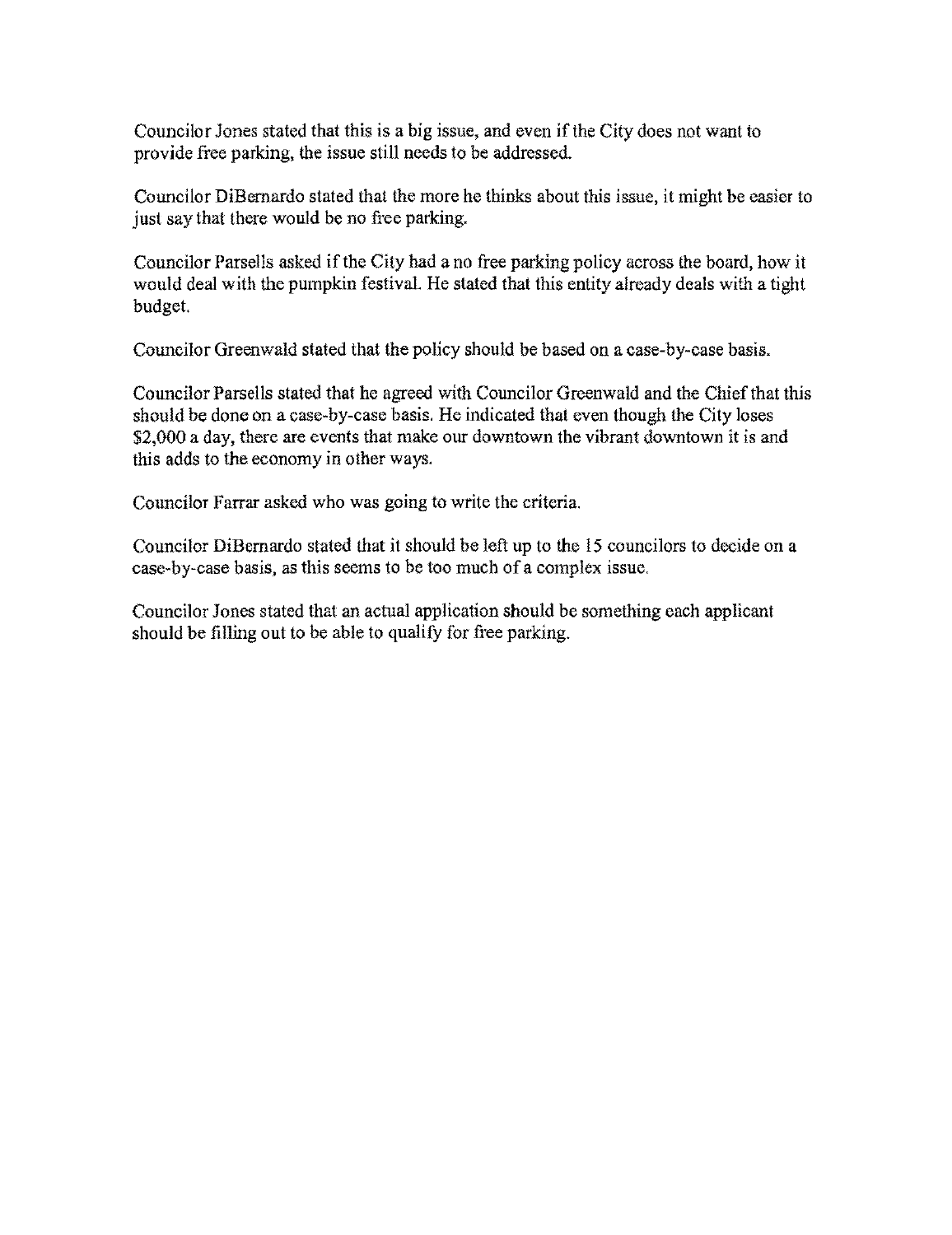Councilor Jones stated that this is a big issue, and even if the City does not want to provide free parking, the issue still needs to be addressed.

Councilor DiBernardo stated that the more he thinks about this issue, it might be easier to just say that there would be no free parking.

Councilor Parsells asked if the City had a no free parking policy across the board, how it would deal with the pumpkin festival. He stated that this entity already deals with a tight budget.

Councilor Greenwald stated that the policy should be based on a case-by-case basis.

Councilor Parsells stated that he agreed with Councilor Greenwald and the Chief that this should be done on a case-by-case basis. He indicated that even though the City loses $2,000 a day, there are events that make our downtown the vibrant downtown it is and this adds to the economy in other ways.

Councilor Farrar asked who was going to write the criteria.

Councilor DiBernardo stated that it should be left up to the 15 councilors to decide on a case-by-case basis, as this seems to be too much of a complex issue.

Councilor Jones stated that an actual application should be something each applicant should be filling out to be able to qualify for free parking.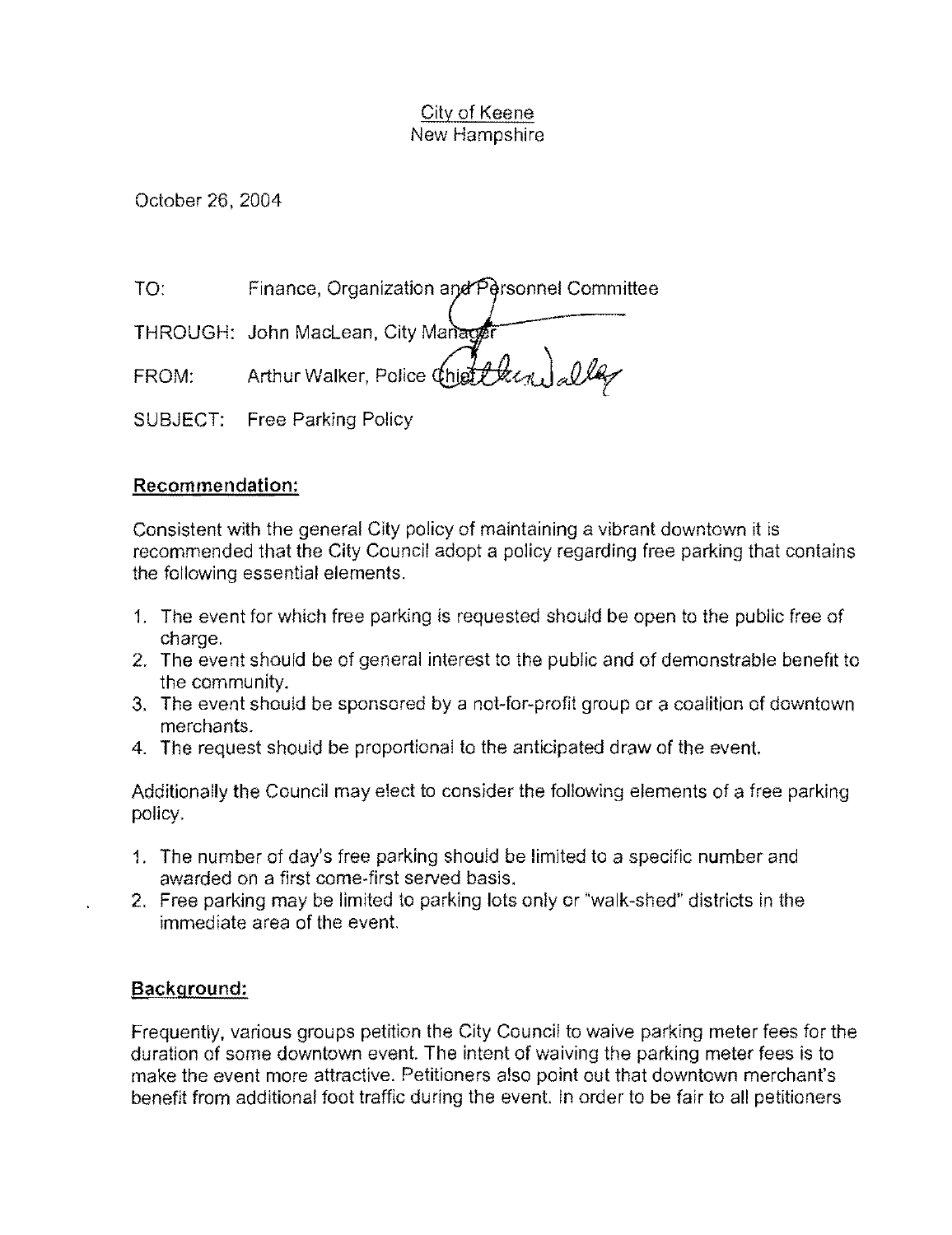City of Keene
New Hampshire

October 26, 2004

TO: Finance, Organization and Personnel Committee

THROUGH: John MacLean, City Manager

FROM: Arthur Walker, Police Chief

SUBJECT: Free Parking Policy

## Recommendation:

Consistent with the general City policy of maintaining a vibrant downtown it is recommended that the City Council adopt a policy regarding free parking that contains the following essential elements.

1. The event for which free parking is requested should be open to the public free of charge.
2. The event should be of general interest to the public and of demonstrable benefit to the community.
3. The event should be sponsored by a not-for-profit group or a coalition of downtown merchants.
4. The request should be proportional to the anticipated draw of the event.

Additionally the Council may elect to consider the following elements of a free parking policy.

1. The number of day's free parking should be limited to a specific number and awarded on a first come-first served basis.
2. Free parking may be limited to parking lots only or "walk-shed" districts in the immediate area of the event.

## Background:

Frequently, various groups petition the City Council to waive parking meter fees for the duration of some downtown event. The intent of waiving the parking meter fees is to make the event more attractive. Petitioners also point out that downtown merchant's benefit from additional foot traffic during the event. In order to be fair to all petitioners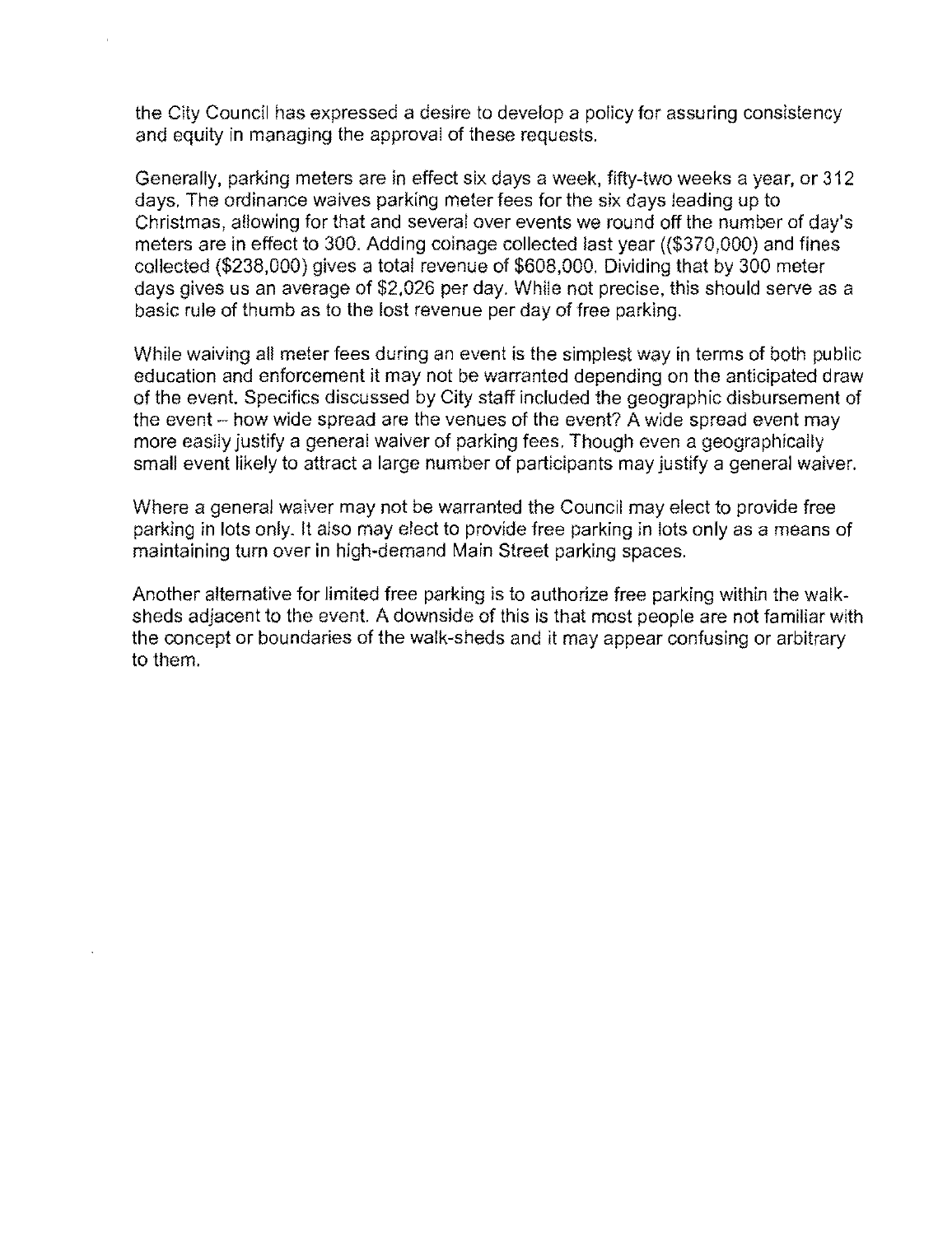the City Council has expressed a desire to develop a policy for assuring consistency and equity in managing the approval of these requests.

Generally, parking meters are in effect six days a week, fifty-two weeks a year, or 312 days. The ordinance waives parking meter fees for the six days leading up to Christmas, allowing for that and several over events we round off the number of day's meters are in effect to 300. Adding coinage collected last year (($370,000) and fines collected ($238,000) gives a total revenue of $608,000. Dividing that by 300 meter days gives us an average of $2,026 per day. While not precise, this should serve as a basic rule of thumb as to the lost revenue per day of free parking.

While waiving all meter fees during an event is the simplest way in terms of both public education and enforcement it may not be warranted depending on the anticipated draw of the event. Specifics discussed by City staff included the geographic disbursement of the event – how wide spread are the venues of the event? A wide spread event may more easily justify a general waiver of parking fees. Though even a geographically small event likely to attract a large number of participants may justify a general waiver.

Where a general waiver may not be warranted the Council may elect to provide free parking in lots only. It also may elect to provide free parking in lots only as a means of maintaining turn over in high-demand Main Street parking spaces.

Another alternative for limited free parking is to authorize free parking within the walk-sheds adjacent to the event. A downside of this is that most people are not familiar with the concept or boundaries of the walk-sheds and it may appear confusing or arbitrary to them.